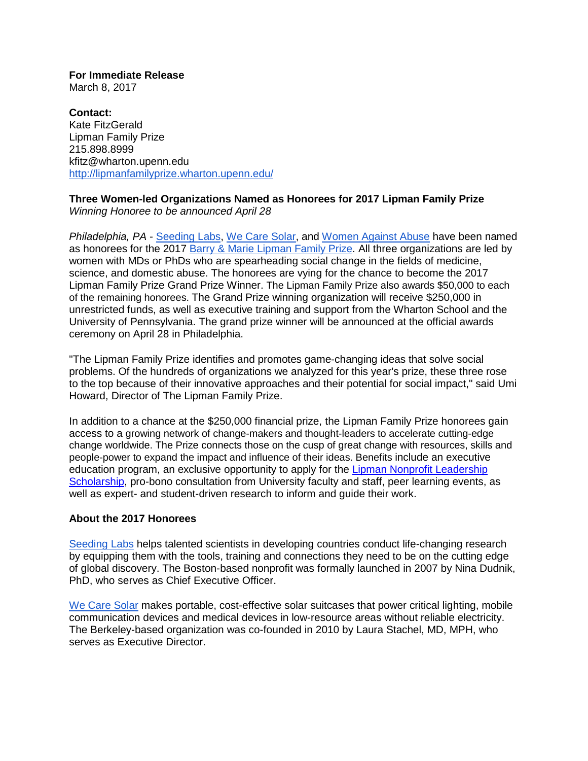**For Immediate Release**
March 8, 2017

**Contact:**
Kate FitzGerald
Lipman Family Prize
215.898.8999
kfitz@wharton.upenn.edu
http://lipmanfamilyprize.wharton.upenn.edu/

**Three Women-led Organizations Named as Honorees for 2017 Lipman Family Prize**
*Winning Honoree to be announced April 28*

*Philadelphia, PA* - Seeding Labs, We Care Solar, and Women Against Abuse have been named as honorees for the 2017 Barry & Marie Lipman Family Prize. All three organizations are led by women with MDs or PhDs who are spearheading social change in the fields of medicine, science, and domestic abuse. The honorees are vying for the chance to become the 2017 Lipman Family Prize Grand Prize Winner. The Lipman Family Prize also awards $50,000 to each of the remaining honorees. The Grand Prize winning organization will receive $250,000 in unrestricted funds, as well as executive training and support from the Wharton School and the University of Pennsylvania. The grand prize winner will be announced at the official awards ceremony on April 28 in Philadelphia.

"The Lipman Family Prize identifies and promotes game-changing ideas that solve social problems. Of the hundreds of organizations we analyzed for this year's prize, these three rose to the top because of their innovative approaches and their potential for social impact," said Umi Howard, Director of The Lipman Family Prize.

In addition to a chance at the $250,000 financial prize, the Lipman Family Prize honorees gain access to a growing network of change-makers and thought-leaders to accelerate cutting-edge change worldwide. The Prize connects those on the cusp of great change with resources, skills and people-power to expand the impact and influence of their ideas. Benefits include an executive education program, an exclusive opportunity to apply for the Lipman Nonprofit Leadership Scholarship, pro-bono consultation from University faculty and staff, peer learning events, as well as expert- and student-driven research to inform and guide their work.

**About the 2017 Honorees**

Seeding Labs helps talented scientists in developing countries conduct life-changing research by equipping them with the tools, training and connections they need to be on the cutting edge of global discovery. The Boston-based nonprofit was formally launched in 2007 by Nina Dudnik, PhD, who serves as Chief Executive Officer.

We Care Solar makes portable, cost-effective solar suitcases that power critical lighting, mobile communication devices and medical devices in low-resource areas without reliable electricity. The Berkeley-based organization was co-founded in 2010 by Laura Stachel, MD, MPH, who serves as Executive Director.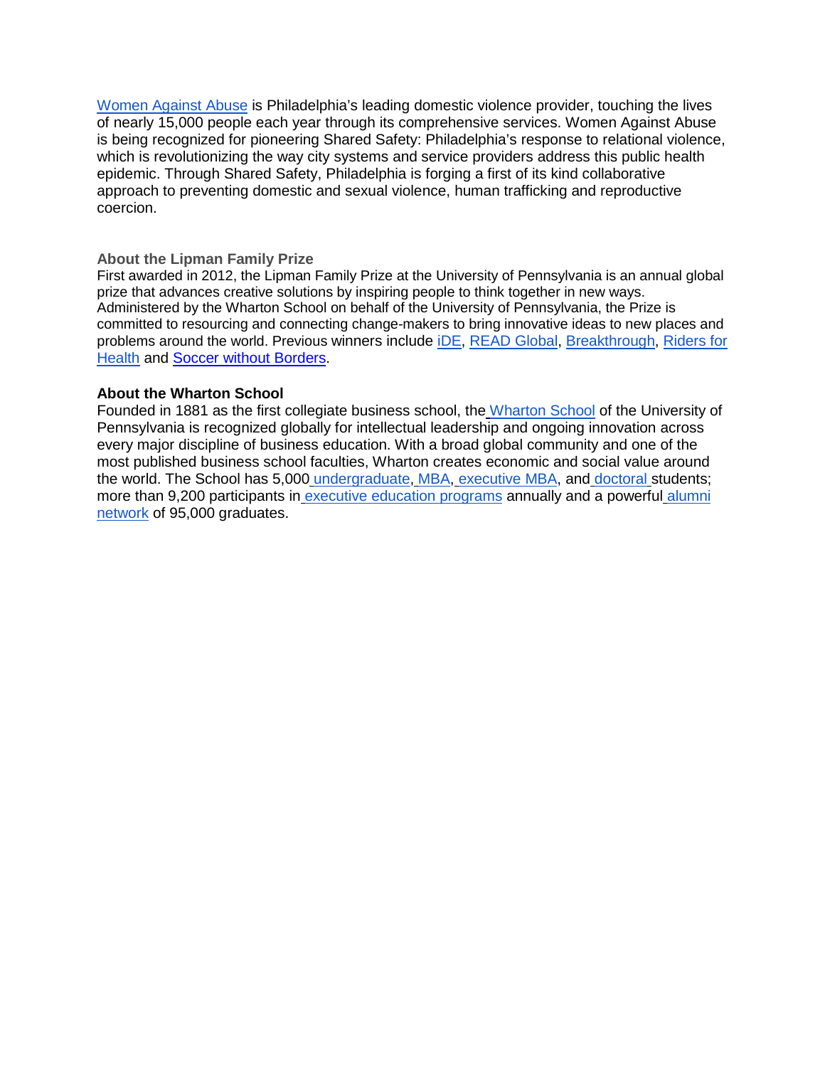Women Against Abuse is Philadelphia's leading domestic violence provider, touching the lives of nearly 15,000 people each year through its comprehensive services. Women Against Abuse is being recognized for pioneering Shared Safety: Philadelphia's response to relational violence, which is revolutionizing the way city systems and service providers address this public health epidemic. Through Shared Safety, Philadelphia is forging a first of its kind collaborative approach to preventing domestic and sexual violence, human trafficking and reproductive coercion.

### About the Lipman Family Prize

First awarded in 2012, the Lipman Family Prize at the University of Pennsylvania is an annual global prize that advances creative solutions by inspiring people to think together in new ways. Administered by the Wharton School on behalf of the University of Pennsylvania, the Prize is committed to resourcing and connecting change-makers to bring innovative ideas to new places and problems around the world. Previous winners include iDE, READ Global, Breakthrough, Riders for Health and Soccer without Borders.

### About the Wharton School

Founded in 1881 as the first collegiate business school, the Wharton School of the University of Pennsylvania is recognized globally for intellectual leadership and ongoing innovation across every major discipline of business education. With a broad global community and one of the most published business school faculties, Wharton creates economic and social value around the world. The School has 5,000 undergraduate, MBA, executive MBA, and doctoral students; more than 9,200 participants in executive education programs annually and a powerful alumni network of 95,000 graduates.